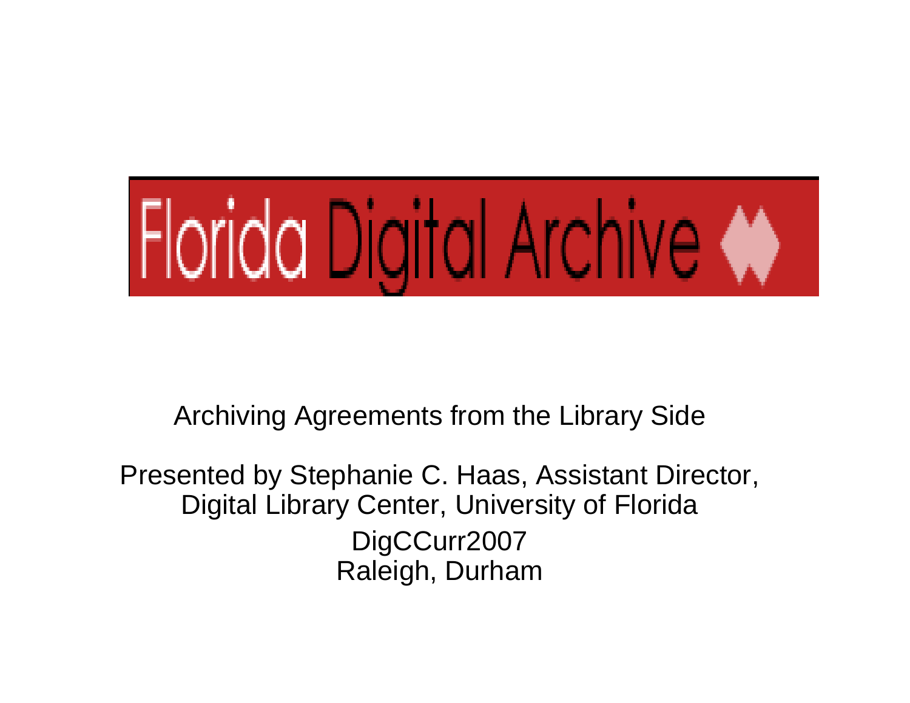# Florida Digital Archive

Archiving Agreements from the Library Side

Presented by Stephanie C. Haas, Assistant Director, Digital Library Center, University of Florida

DigCCurr2007

Raleigh, Durham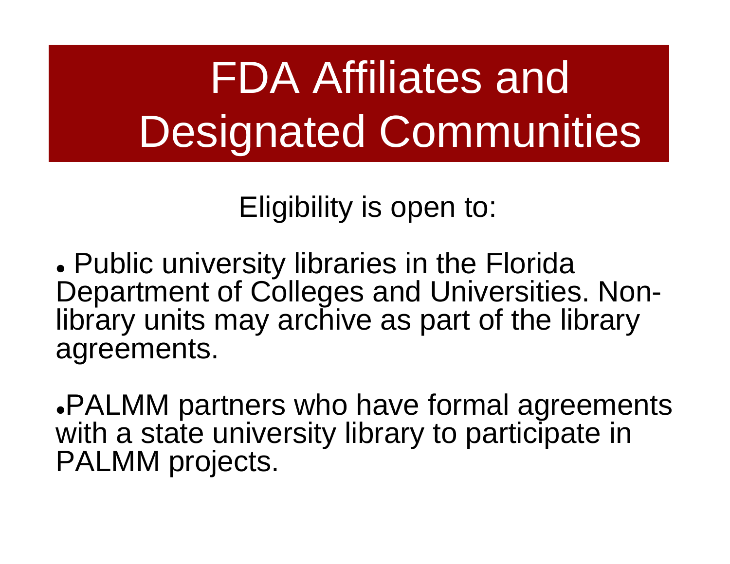# FDA Affiliates and Designated Communities

Eligibility is open to:

- Public university libraries in the Florida Department of Colleges and Universities. Non-library units may archive as part of the library agreements.

- PALMM partners who have formal agreements with a state university library to participate in PALMM projects.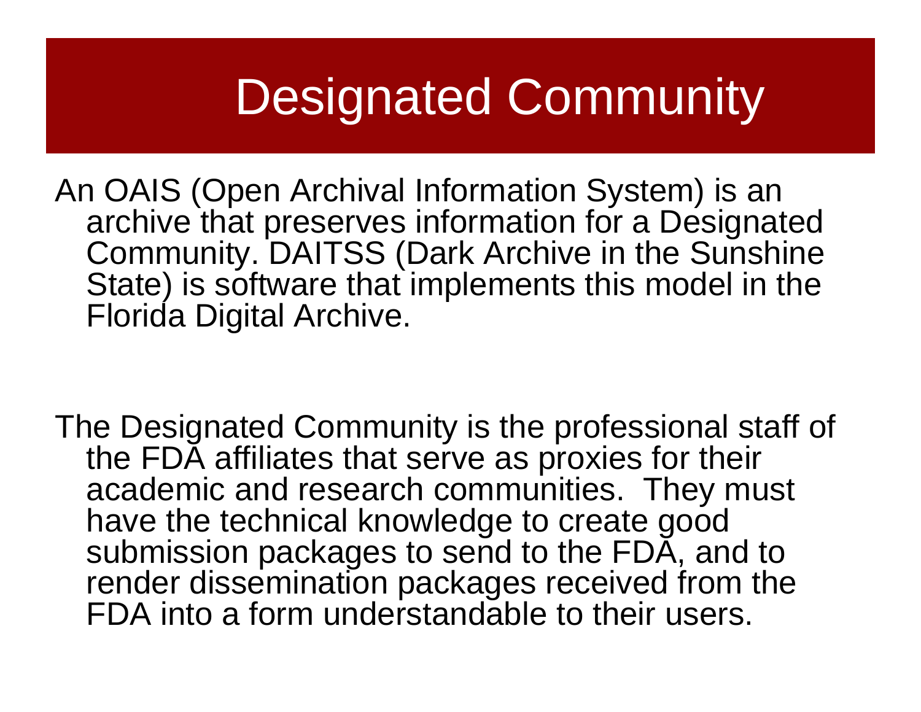# Designated Community

An OAIS (Open Archival Information System) is an archive that preserves information for a Designated Community. DAITSS (Dark Archive in the Sunshine State) is software that implements this model in the Florida Digital Archive.

The Designated Community is the professional staff of the FDA affiliates that serve as proxies for their academic and research communities.  They must have the technical knowledge to create good submission packages to send to the FDA, and to render dissemination packages received from the FDA into a form understandable to their users.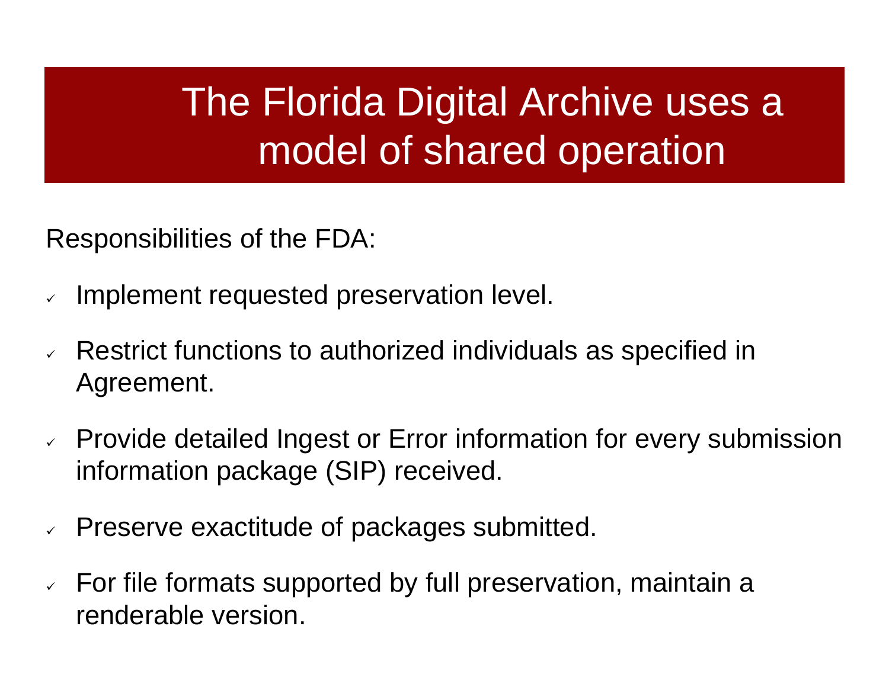# The Florida Digital Archive uses a model of shared operation

Responsibilities of the FDA:

- ✓ Implement requested preservation level.
- ✓ Restrict functions to authorized individuals as specified in Agreement.
- ✓ Provide detailed Ingest or Error information for every submission information package (SIP) received.
- ✓ Preserve exactitude of packages submitted.
- ✓ For file formats supported by full preservation, maintain a renderable version.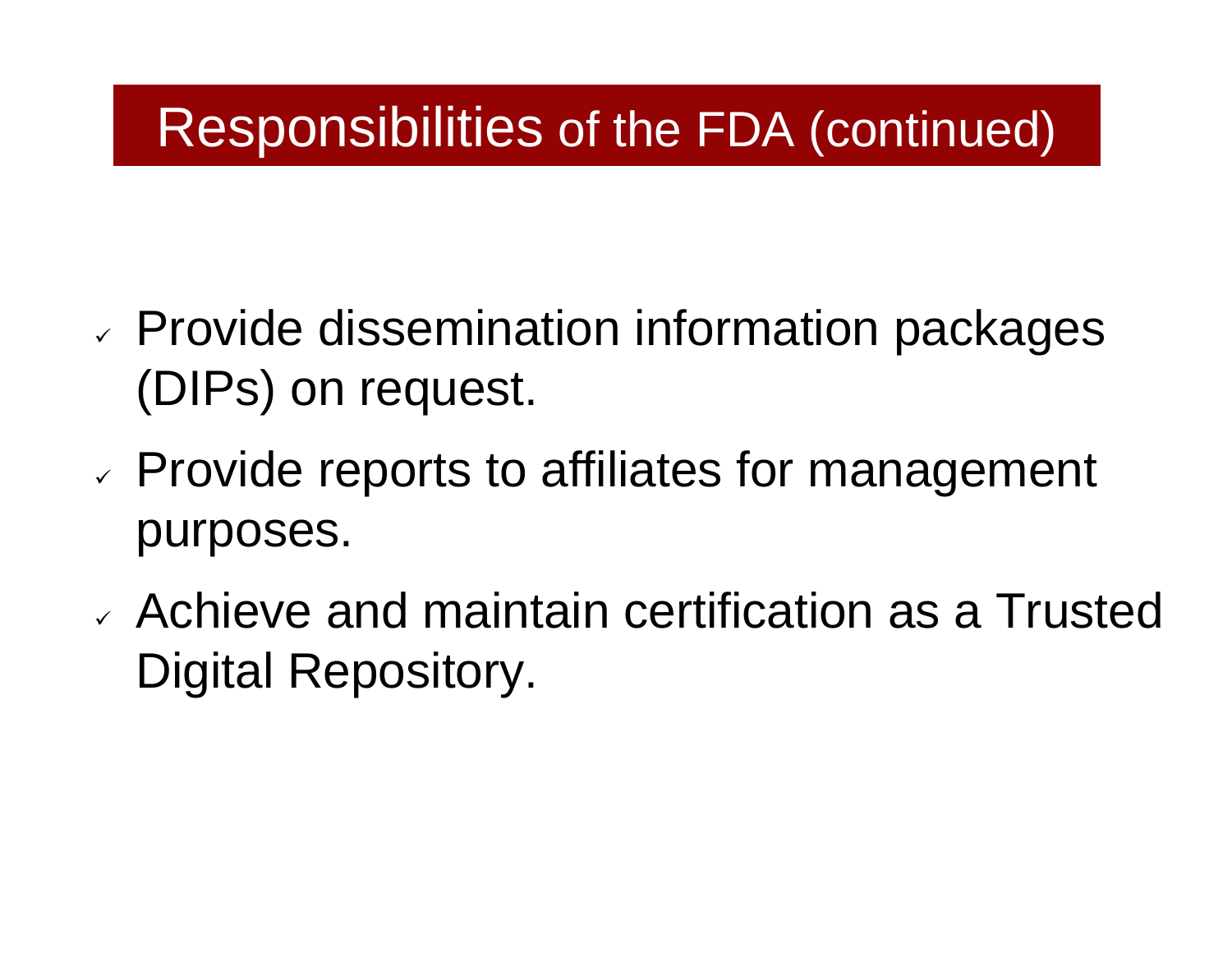# Responsibilities of the FDA (continued)

- Provide dissemination information packages (DIPs) on request.
- Provide reports to affiliates for management purposes.
- Achieve and maintain certification as a Trusted Digital Repository.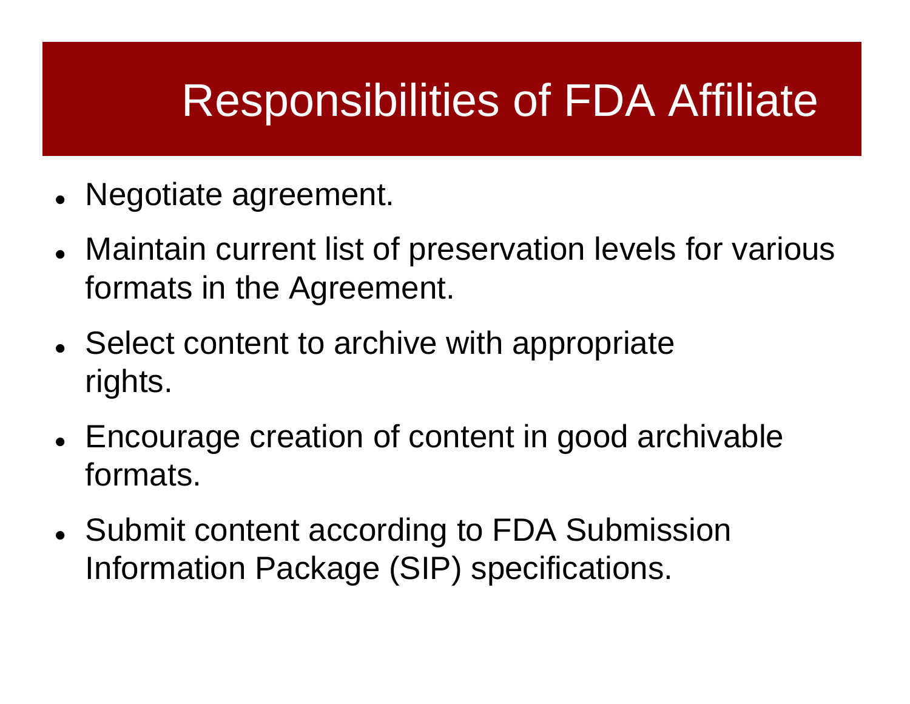# Responsibilities of FDA Affiliate

- Negotiate agreement.
- Maintain current list of preservation levels for various formats in the Agreement.
- Select content to archive with appropriate rights.
- Encourage creation of content in good archivable formats.
- Submit content according to FDA Submission Information Package (SIP) specifications.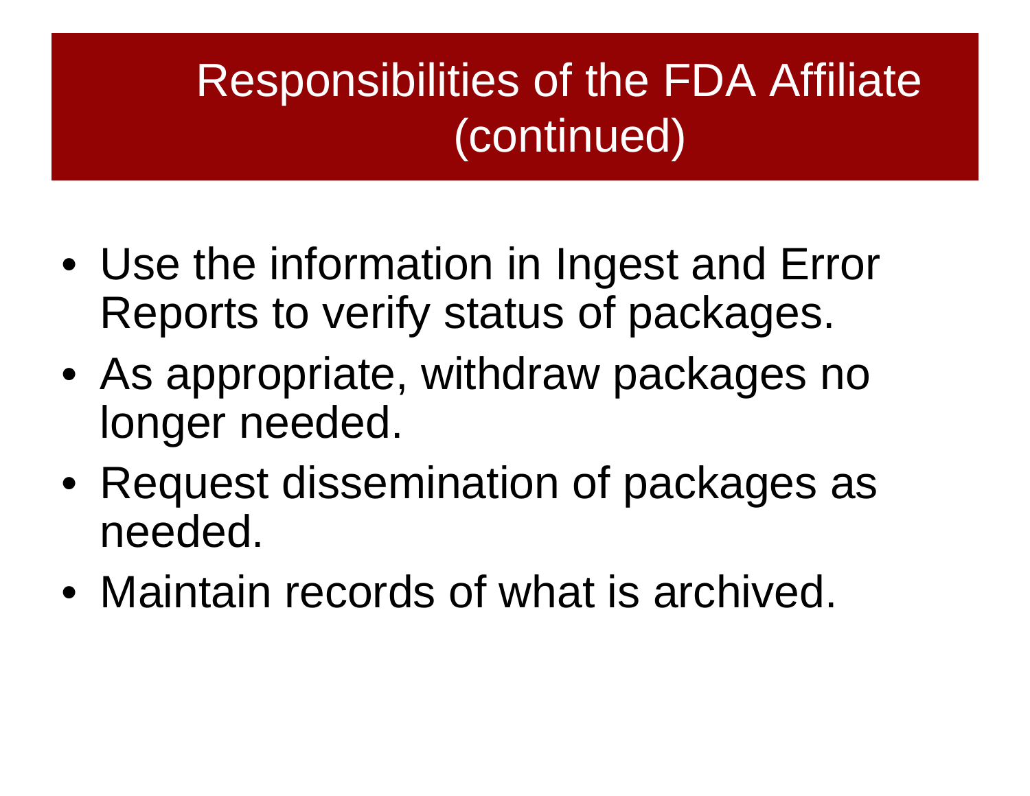# Responsibilities of the FDA Affiliate (continued)

- Use the information in Ingest and Error Reports to verify status of packages.
- As appropriate, withdraw packages no longer needed.
- Request dissemination of packages as needed.
- Maintain records of what is archived.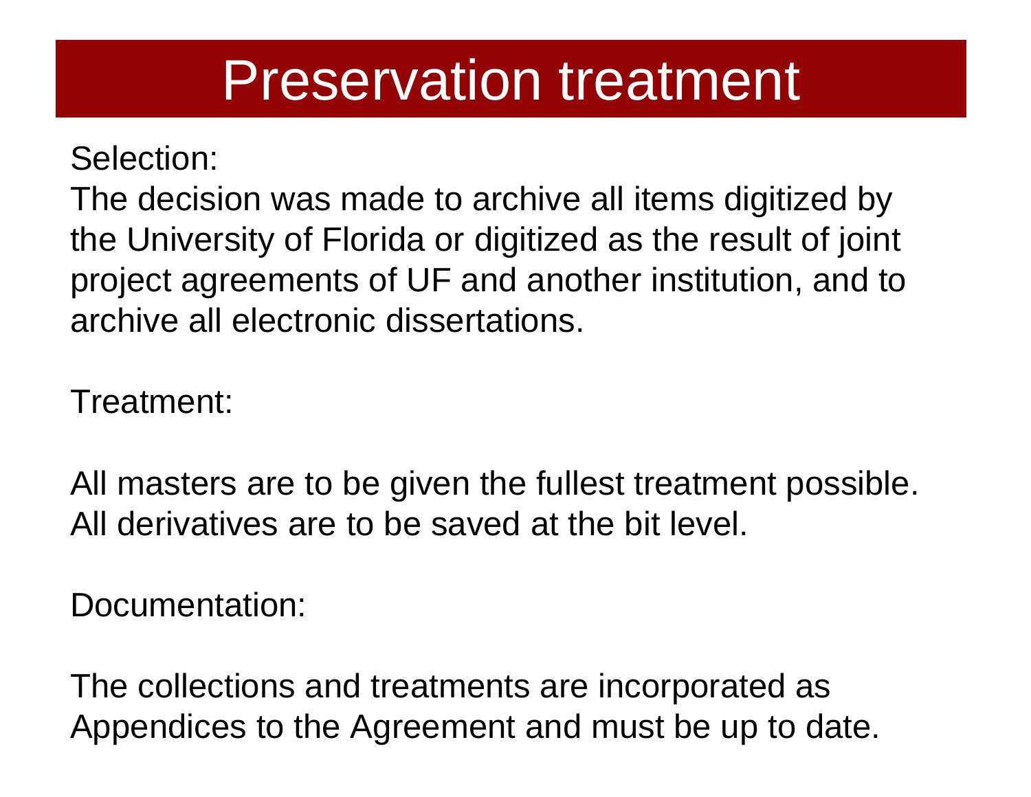# Preservation treatment

Selection:
The decision was made to archive all items digitized by the University of Florida or digitized as the result of joint project agreements of UF and another institution, and to archive all electronic dissertations.

Treatment:

All masters are to be given the fullest treatment possible. All derivatives are to be saved at the bit level.

Documentation:

The collections and treatments are incorporated as Appendices to the Agreement and must be up to date.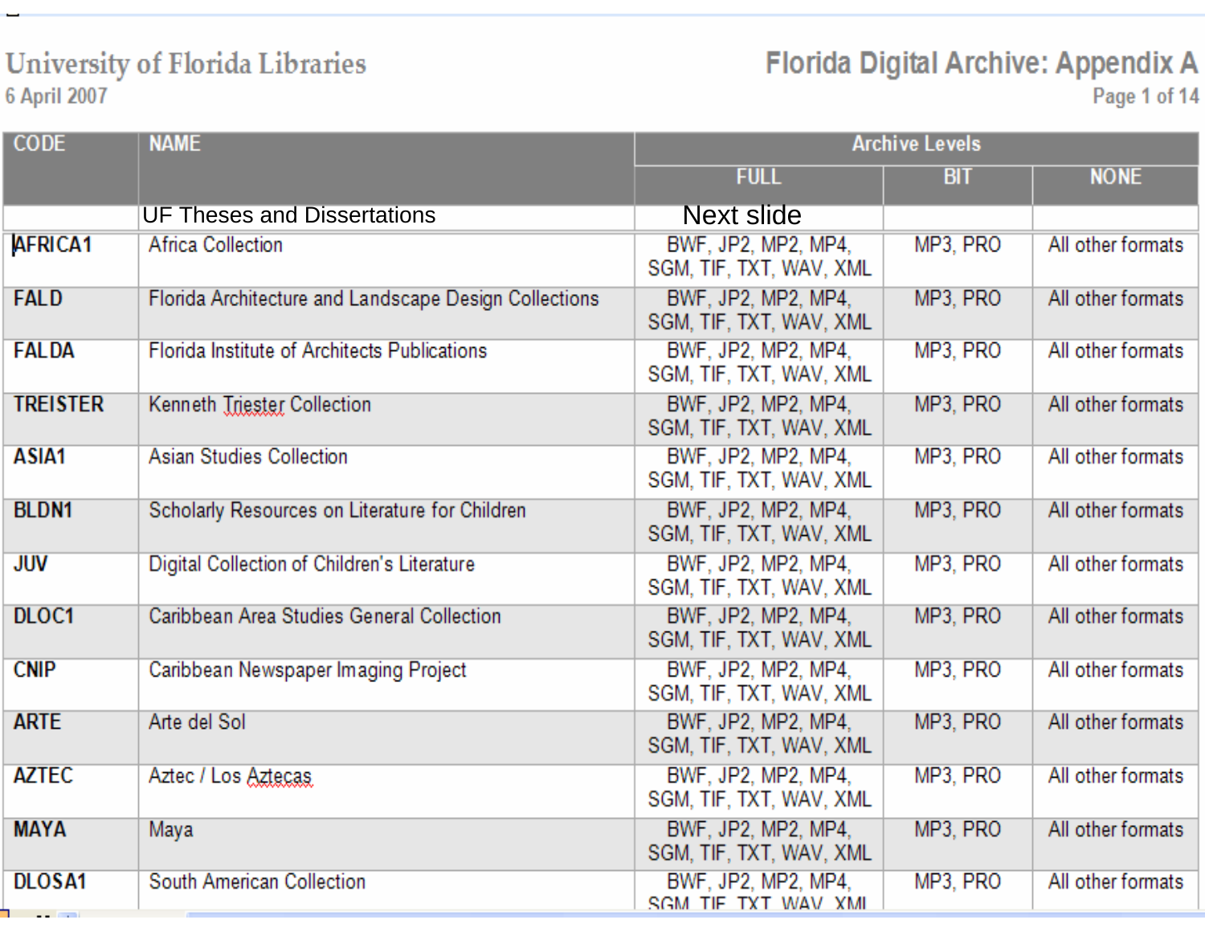University of Florida Libraries
6 April 2007

# Florida Digital Archive: Appendix A

| CODE | NAME | Archive Levels | | |
|---|---|---|---|---|
| | | FULL | BIT | NONE |
| | UF Theses and Dissertations | Next slide | | |
| AFRICA1 | Africa Collection | BWF, JP2, MP2, MP4, SGM, TIF, TXT, WAV, XML | MP3, PRO | All other formats |
| FALD | Florida Architecture and Landscape Design Collections | BWF, JP2, MP2, MP4, SGM, TIF, TXT, WAV, XML | MP3, PRO | All other formats |
| FALDA | Florida Institute of Architects Publications | BWF, JP2, MP2, MP4, SGM, TIF, TXT, WAV, XML | MP3, PRO | All other formats |
| TREISTER | Kenneth Triester Collection | BWF, JP2, MP2, MP4, SGM, TIF, TXT, WAV, XML | MP3, PRO | All other formats |
| ASIA1 | Asian Studies Collection | BWF, JP2, MP2, MP4, SGM, TIF, TXT, WAV, XML | MP3, PRO | All other formats |
| BLDN1 | Scholarly Resources on Literature for Children | BWF, JP2, MP2, MP4, SGM, TIF, TXT, WAV, XML | MP3, PRO | All other formats |
| JUV | Digital Collection of Children's Literature | BWF, JP2, MP2, MP4, SGM, TIF, TXT, WAV, XML | MP3, PRO | All other formats |
| DLOC1 | Caribbean Area Studies General Collection | BWF, JP2, MP2, MP4, SGM, TIF, TXT, WAV, XML | MP3, PRO | All other formats |
| CNIP | Caribbean Newspaper Imaging Project | BWF, JP2, MP2, MP4, SGM, TIF, TXT, WAV, XML | MP3, PRO | All other formats |
| ARTE | Arte del Sol | BWF, JP2, MP2, MP4, SGM, TIF, TXT, WAV, XML | MP3, PRO | All other formats |
| AZTEC | Aztec / Los Aztecas | BWF, JP2, MP2, MP4, SGM, TIF, TXT, WAV, XML | MP3, PRO | All other formats |
| MAYA | Maya | BWF, JP2, MP2, MP4, SGM, TIF, TXT, WAV, XML | MP3, PRO | All other formats |
| DLOSA1 | South American Collection | BWF, JP2, MP2, MP4, SGM, TIF, TXT, WAV, XML | MP3, PRO | All other formats |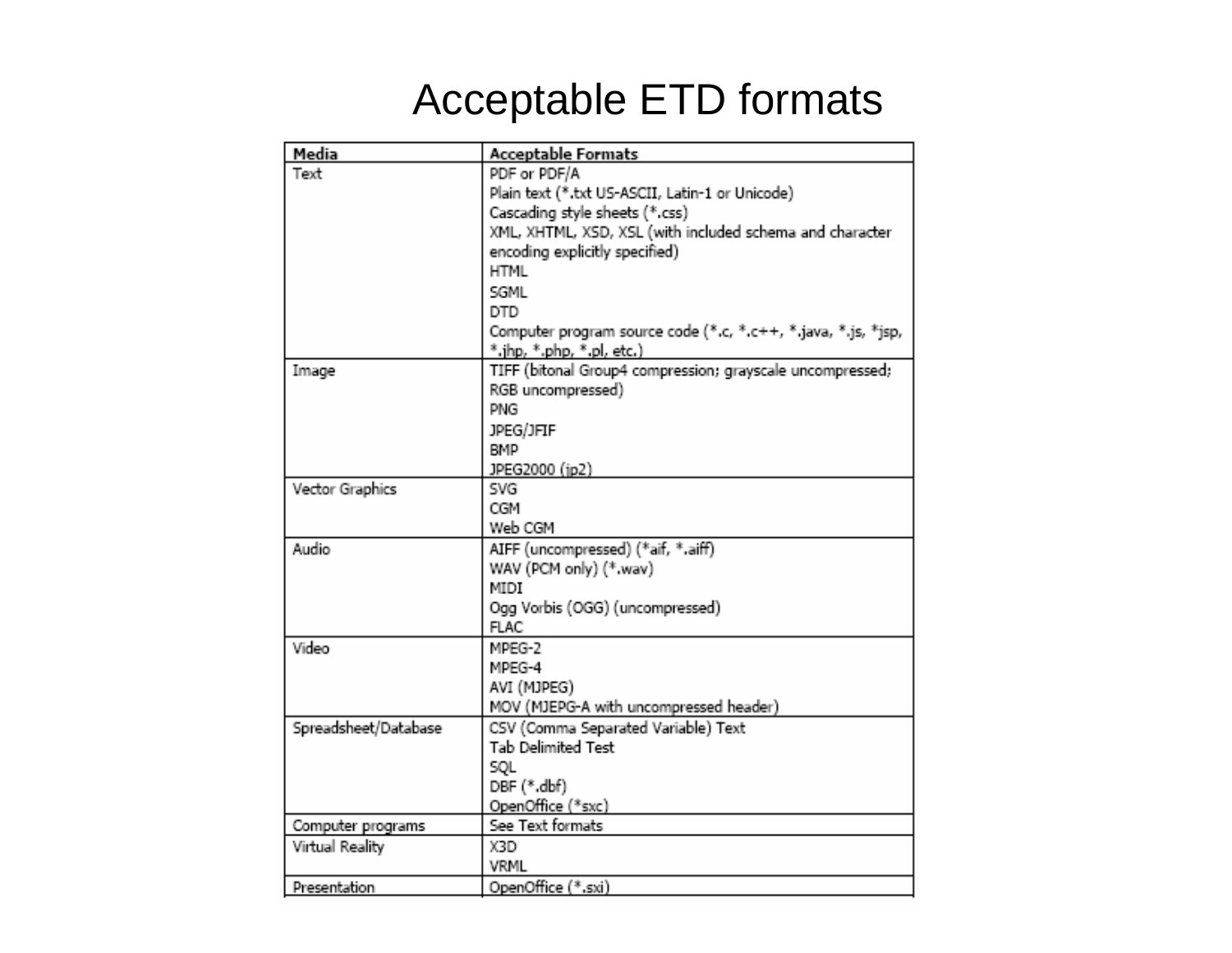# Acceptable ETD formats

| Media | Acceptable Formats |
| --- | --- |
| Text | PDF or PDF/A<br>Plain text (*.txt US-ASCII, Latin-1 or Unicode)<br>Cascading style sheets (*.css)<br>XML, XHTML, XSD, XSL (with included schema and character encoding explicitly specified)<br>HTML<br>SGML<br>DTD<br>Computer program source code (*.c, *.c++, *.java, *.js, *jsp, *.jhp, *.php, *.pl, etc.) |
| Image | TIFF (bitonal Group4 compression; grayscale uncompressed; RGB uncompressed)<br>PNG<br>JPEG/JFIF<br>BMP<br>JPEG2000 (jp2) |
| Vector Graphics | SVG<br>CGM<br>Web CGM |
| Audio | AIFF (uncompressed) (*aif, *.aiff)<br>WAV (PCM only) (*.wav)<br>MIDI<br>Ogg Vorbis (OGG) (uncompressed)<br>FLAC |
| Video | MPEG-2<br>MPEG-4<br>AVI (MJPEG)<br>MOV (MJEPG-A with uncompressed header) |
| Spreadsheet/Database | CSV (Comma Separated Variable) Text<br>Tab Delimited Test<br>SQL<br>DBF (*.dbf)<br>OpenOffice (*sxc) |
| Computer programs | See Text formats |
| Virtual Reality | X3D<br>VRML |
| Presentation | OpenOffice (*.sxi) |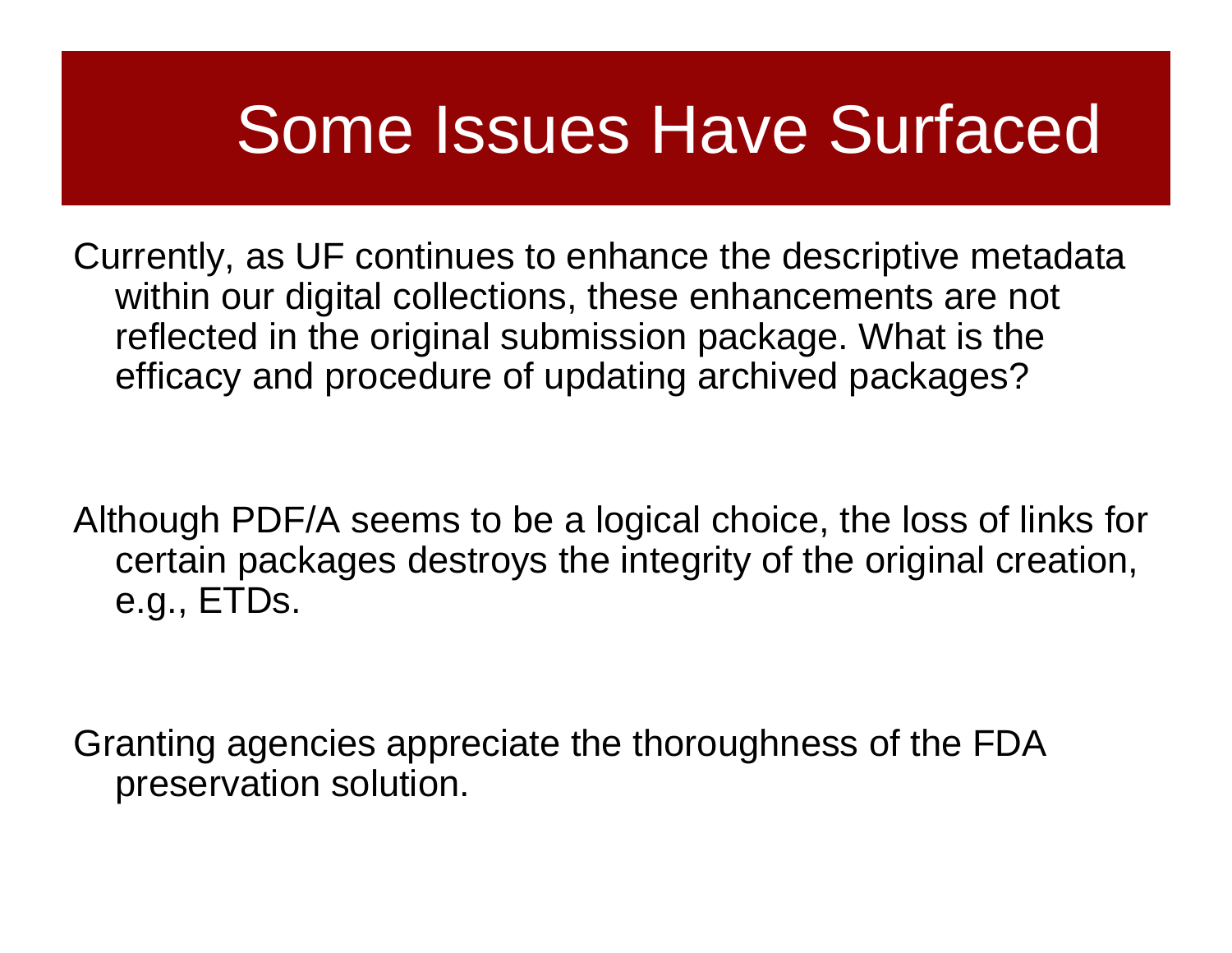# Some Issues Have Surfaced

Currently, as UF continues to enhance the descriptive metadata within our digital collections, these enhancements are not reflected in the original submission package. What is the efficacy and procedure of updating archived packages?

Although PDF/A seems to be a logical choice, the loss of links for certain packages destroys the integrity of the original creation, e.g., ETDs.

Granting agencies appreciate the thoroughness of the FDA preservation solution.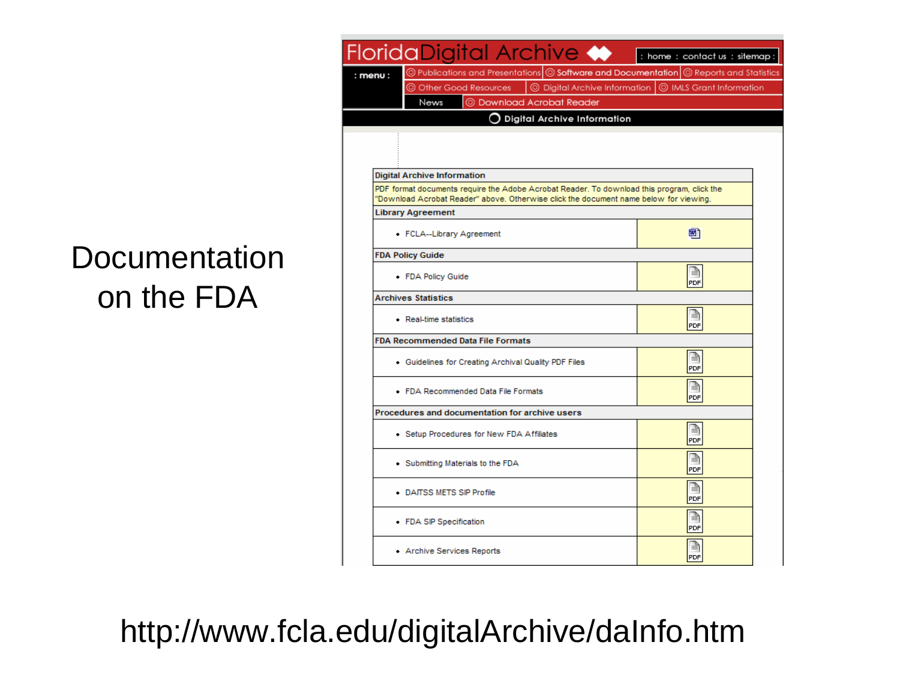# Documentation on the FDA

FloridaDigital Archive

: home : contact us : sitemap :

: menu :

Publications and Presentations | Software and Documentation | Reports and Statistics

Other Good Resources | Digital Archive Information | IMLS Grant Information

News | Download Acrobat Reader

Digital Archive Information

| | |
|---|---|
| **Digital Archive Information** | |
| PDF format documents require the Adobe Acrobat Reader. To download this program, click the "Download Acrobat Reader" above. Otherwise click the document name below for viewing. | |
| **Library Agreement** | |
| • FCLA--Library Agreement | |
| **FDA Policy Guide** | |
| • FDA Policy Guide | PDF |
| **Archives Statistics** | |
| • Real-time statistics | PDF |
| **FDA Recommended Data File Formats** | |
| • Guidelines for Creating Archival Quality PDF Files | PDF |
| • FDA Recommended Data File Formats | PDF |
| **Procedures and documentation for archive users** | |
| • Setup Procedures for New FDA Affiliates | PDF |
| • Submitting Materials to the FDA | PDF |
| • DAITSS METS SIP Profile | PDF |
| • FDA SIP Specification | PDF |
| • Archive Services Reports | PDF |

http://www.fcla.edu/digitalArchive/daInfo.htm